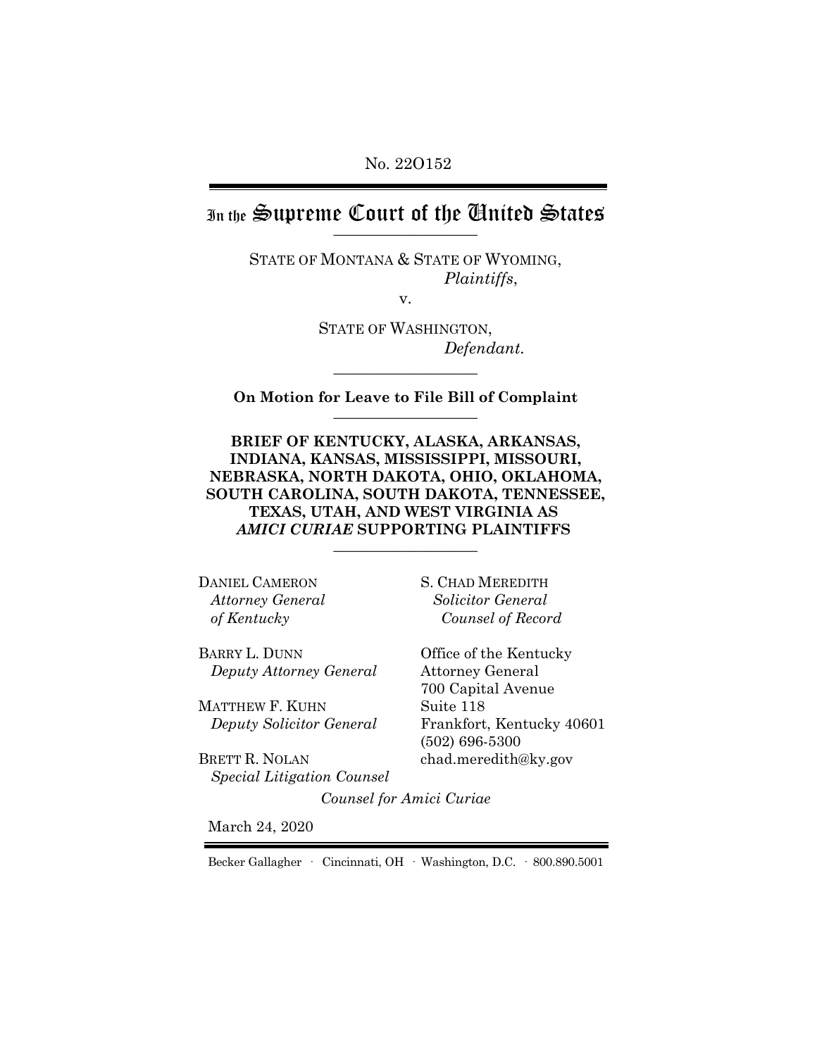No. 22O152

# In the Supreme Court of the United States

STATE OF MONTANA & STATE OF WYOMING,
*Plaintiffs*,

v.

STATE OF WASHINGTON,
*Defendant.*

**On Motion for Leave to File Bill of Complaint**

**BRIEF OF KENTUCKY, ALASKA, ARKANSAS, INDIANA, KANSAS, MISSISSIPPI, MISSOURI, NEBRASKA, NORTH DAKOTA, OHIO, OKLAHOMA, SOUTH CAROLINA, SOUTH DAKOTA, TENNESSEE, TEXAS, UTAH, AND WEST VIRGINIA AS *AMICI CURIAE* SUPPORTING PLAINTIFFS**

DANIEL CAMERON
*Attorney General of Kentucky*

BARRY L. DUNN
*Deputy Attorney General*

MATTHEW F. KUHN
*Deputy Solicitor General*

BRETT R. NOLAN
*Special Litigation Counsel*

S. CHAD MEREDITH
*Solicitor General*
*Counsel of Record*

Office of the Kentucky Attorney General
700 Capital Avenue
Suite 118
Frankfort, Kentucky 40601
(502) 696-5300
chad.meredith@ky.gov

*Counsel for Amici Curiae*

March 24, 2020

Becker Gallagher · Cincinnati, OH · Washington, D.C. · 800.890.5001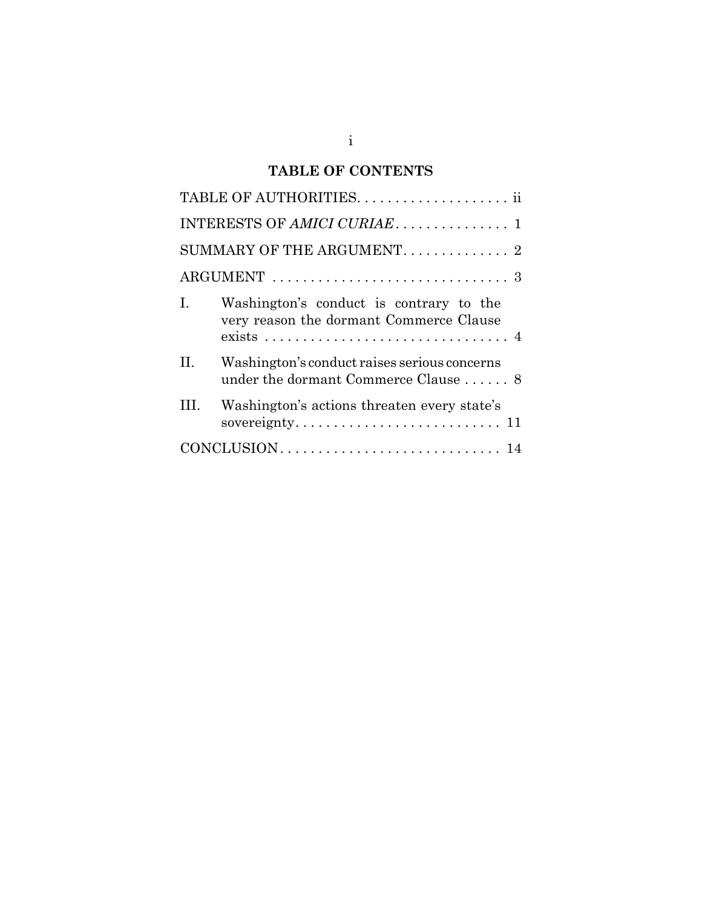## TABLE OF CONTENTS

TABLE OF AUTHORITIES. . . . . . . . . . . . . . . . . . . . ii

INTERESTS OF *AMICI CURIAE*. . . . . . . . . . . . . . . 1

SUMMARY OF THE ARGUMENT. . . . . . . . . . . . . . 2

ARGUMENT . . . . . . . . . . . . . . . . . . . . . . . . . . . . . . 3

I. Washington's conduct is contrary to the very reason the dormant Commerce Clause exists . . . . . . . . . . . . . . . . . . . . . . . . . . . . . . . . 4

II. Washington's conduct raises serious concerns under the dormant Commerce Clause . . . . . . 8

III. Washington's actions threaten every state's sovereignty. . . . . . . . . . . . . . . . . . . . . . . . . . . 11

CONCLUSION. . . . . . . . . . . . . . . . . . . . . . . . . . . . . 14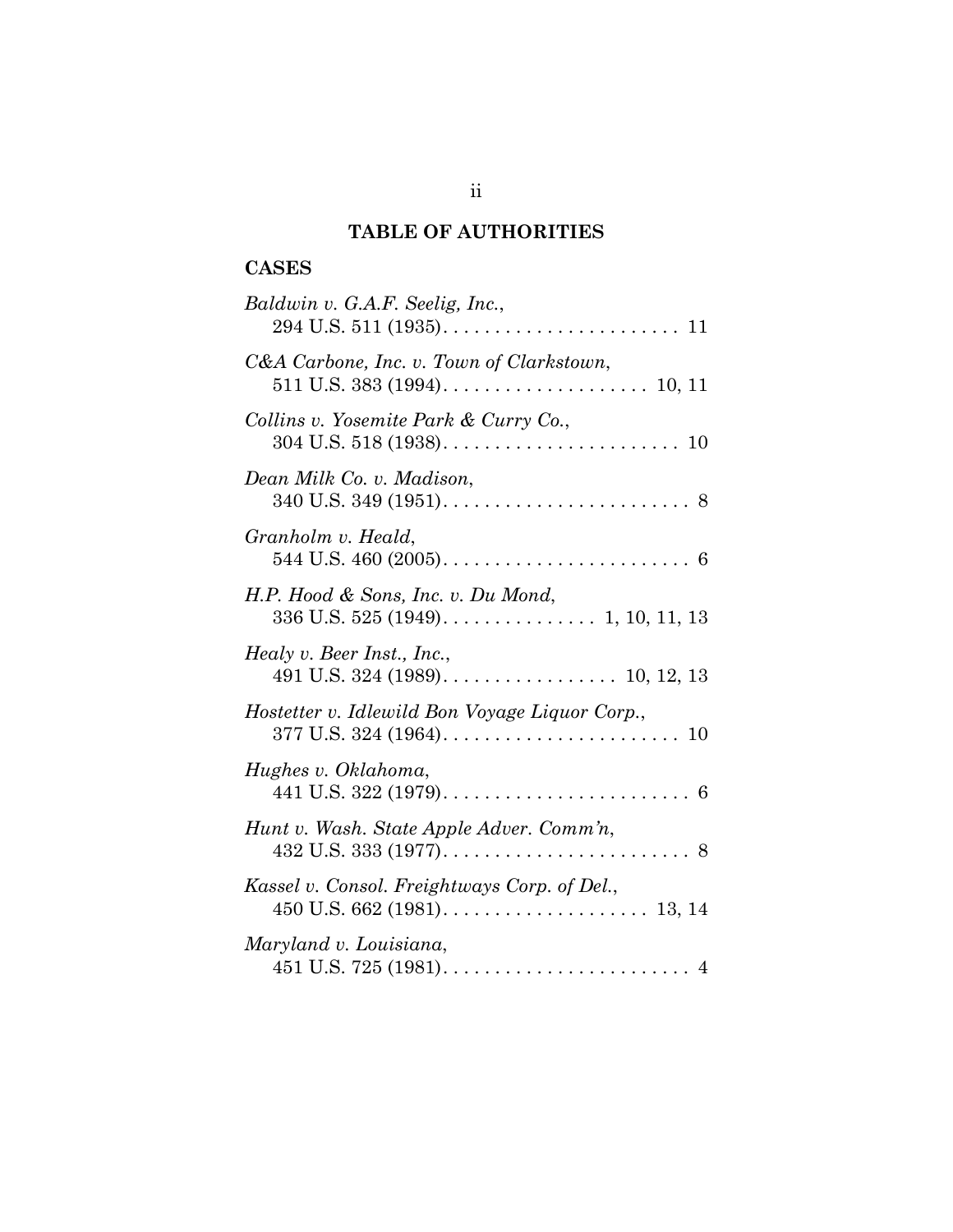## TABLE OF AUTHORITIES

### CASES

*Baldwin v. G.A.F. Seelig, Inc.*,
294 U.S. 511 (1935). . . . . . . . . . . . . . . . . . . . . . . 11

*C&A Carbone, Inc. v. Town of Clarkstown*,
511 U.S. 383 (1994). . . . . . . . . . . . . . . . . . . . 10, 11

*Collins v. Yosemite Park & Curry Co.*,
304 U.S. 518 (1938). . . . . . . . . . . . . . . . . . . . . . . 10

*Dean Milk Co. v. Madison*,
340 U.S. 349 (1951). . . . . . . . . . . . . . . . . . . . . . . . 8

*Granholm v. Heald*,
544 U.S. 460 (2005). . . . . . . . . . . . . . . . . . . . . . . . 6

*H.P. Hood & Sons, Inc. v. Du Mond*,
336 U.S. 525 (1949). . . . . . . . . . . . . . . 1, 10, 11, 13

*Healy v. Beer Inst., Inc.*,
491 U.S. 324 (1989). . . . . . . . . . . . . . . . . 10, 12, 13

*Hostetter v. Idlewild Bon Voyage Liquor Corp.*,
377 U.S. 324 (1964). . . . . . . . . . . . . . . . . . . . . . . 10

*Hughes v. Oklahoma*,
441 U.S. 322 (1979). . . . . . . . . . . . . . . . . . . . . . . . 6

*Hunt v. Wash. State Apple Adver. Comm'n*,
432 U.S. 333 (1977). . . . . . . . . . . . . . . . . . . . . . . . 8

*Kassel v. Consol. Freightways Corp. of Del.*,
450 U.S. 662 (1981). . . . . . . . . . . . . . . . . . . . 13, 14

*Maryland v. Louisiana*,
451 U.S. 725 (1981). . . . . . . . . . . . . . . . . . . . . . . . 4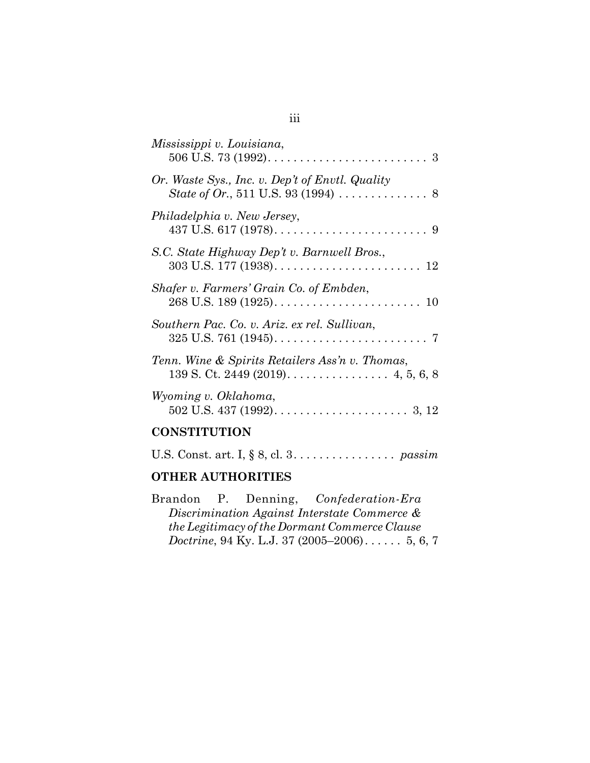*Mississippi v. Louisiana*,
506 U.S. 73 (1992). . . . . . . . . . . . . . . . . . . . . . . . . 3

*Or. Waste Sys., Inc. v. Dep't of Envtl. Quality State of Or.*, 511 U.S. 93 (1994) . . . . . . . . . . . . . . 8

*Philadelphia v. New Jersey*,
437 U.S. 617 (1978). . . . . . . . . . . . . . . . . . . . . . . . 9

*S.C. State Highway Dep't v. Barnwell Bros.*,
303 U.S. 177 (1938). . . . . . . . . . . . . . . . . . . . . . . 12

*Shafer v. Farmers' Grain Co. of Embden*,
268 U.S. 189 (1925). . . . . . . . . . . . . . . . . . . . . . . 10

*Southern Pac. Co. v. Ariz. ex rel. Sullivan*,
325 U.S. 761 (1945). . . . . . . . . . . . . . . . . . . . . . . . 7

*Tenn. Wine & Spirits Retailers Ass'n v. Thomas*,
139 S. Ct. 2449 (2019). . . . . . . . . . . . . . . . 4, 5, 6, 8

*Wyoming v. Oklahoma*,
502 U.S. 437 (1992). . . . . . . . . . . . . . . . . . . . . 3, 12

## CONSTITUTION

U.S. Const. art. I, § 8, cl. 3. . . . . . . . . . . . . . . . *passim*

## OTHER AUTHORITIES

Brandon P. Denning, *Confederation-Era Discrimination Against Interstate Commerce & the Legitimacy of the Dormant Commerce Clause Doctrine*, 94 Ky. L.J. 37 (2005–2006) . . . . . . 5, 6, 7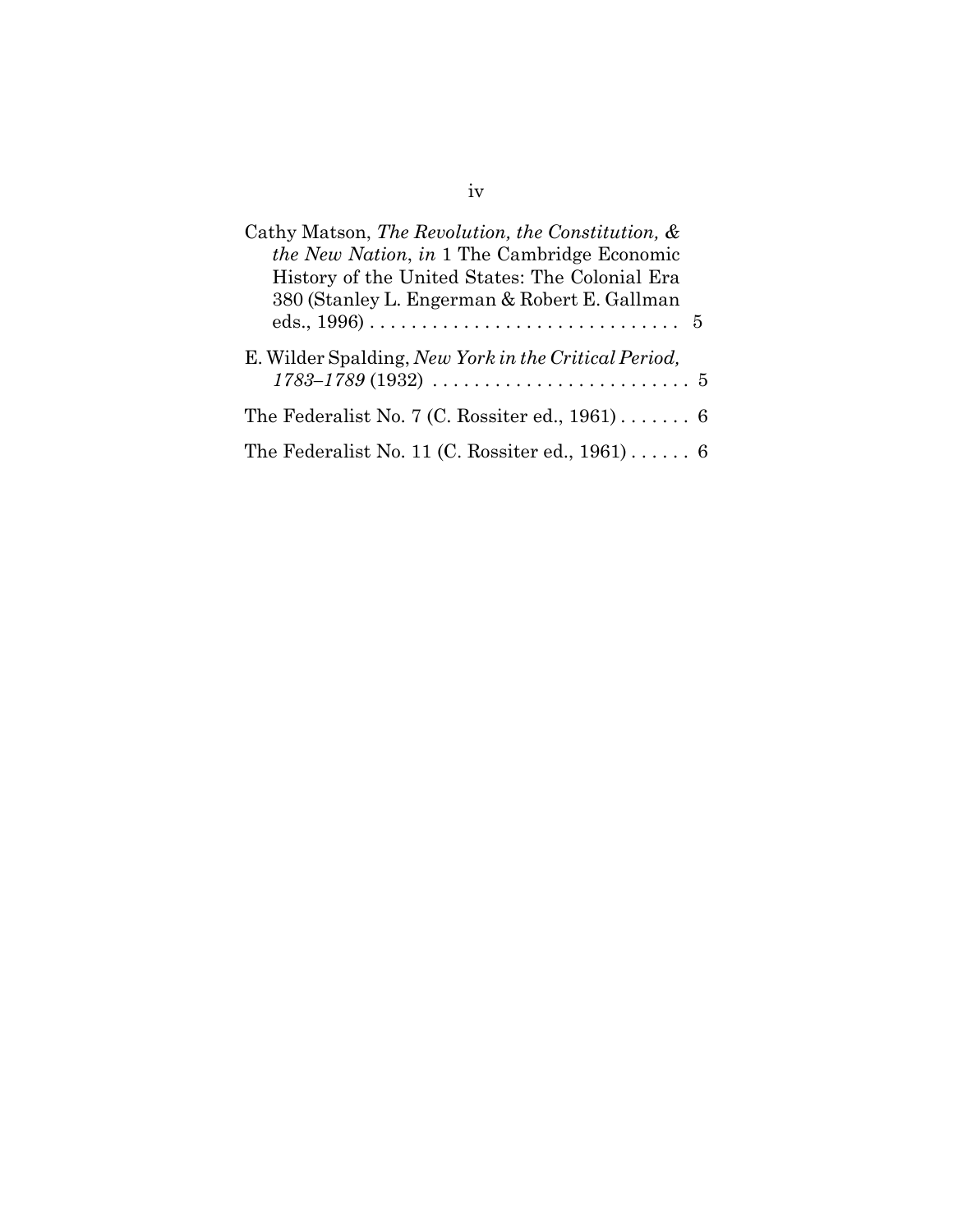Cathy Matson, *The Revolution, the Constitution, & the New Nation*, *in* 1 The Cambridge Economic History of the United States: The Colonial Era 380 (Stanley L. Engerman & Robert E. Gallman eds., 1996) . . . . . . . . . . . . . . . . . . . . . . . . . . . . . 5

E. Wilder Spalding, *New York in the Critical Period, 1783–1789* (1932) . . . . . . . . . . . . . . . . . . . . . . . . . 5

The Federalist No. 7 (C. Rossiter ed., 1961) . . . . . . . 6

The Federalist No. 11 (C. Rossiter ed., 1961) . . . . . . 6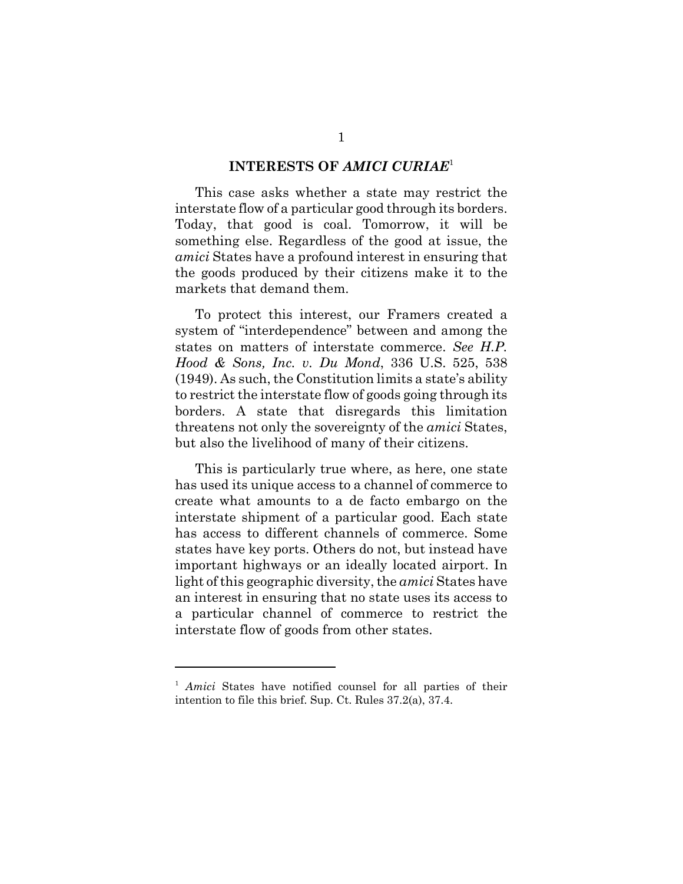## INTERESTS OF *AMICI CURIAE*[1]

This case asks whether a state may restrict the interstate flow of a particular good through its borders. Today, that good is coal. Tomorrow, it will be something else. Regardless of the good at issue, the *amici* States have a profound interest in ensuring that the goods produced by their citizens make it to the markets that demand them.

To protect this interest, our Framers created a system of "interdependence" between and among the states on matters of interstate commerce. *See H.P. Hood & Sons, Inc. v. Du Mond*, 336 U.S. 525, 538 (1949). As such, the Constitution limits a state's ability to restrict the interstate flow of goods going through its borders. A state that disregards this limitation threatens not only the sovereignty of the *amici* States, but also the livelihood of many of their citizens.

This is particularly true where, as here, one state has used its unique access to a channel of commerce to create what amounts to a de facto embargo on the interstate shipment of a particular good. Each state has access to different channels of commerce. Some states have key ports. Others do not, but instead have important highways or an ideally located airport. In light of this geographic diversity, the *amici* States have an interest in ensuring that no state uses its access to a particular channel of commerce to restrict the interstate flow of goods from other states.

---

[1] *Amici* States have notified counsel for all parties of their intention to file this brief. Sup. Ct. Rules 37.2(a), 37.4.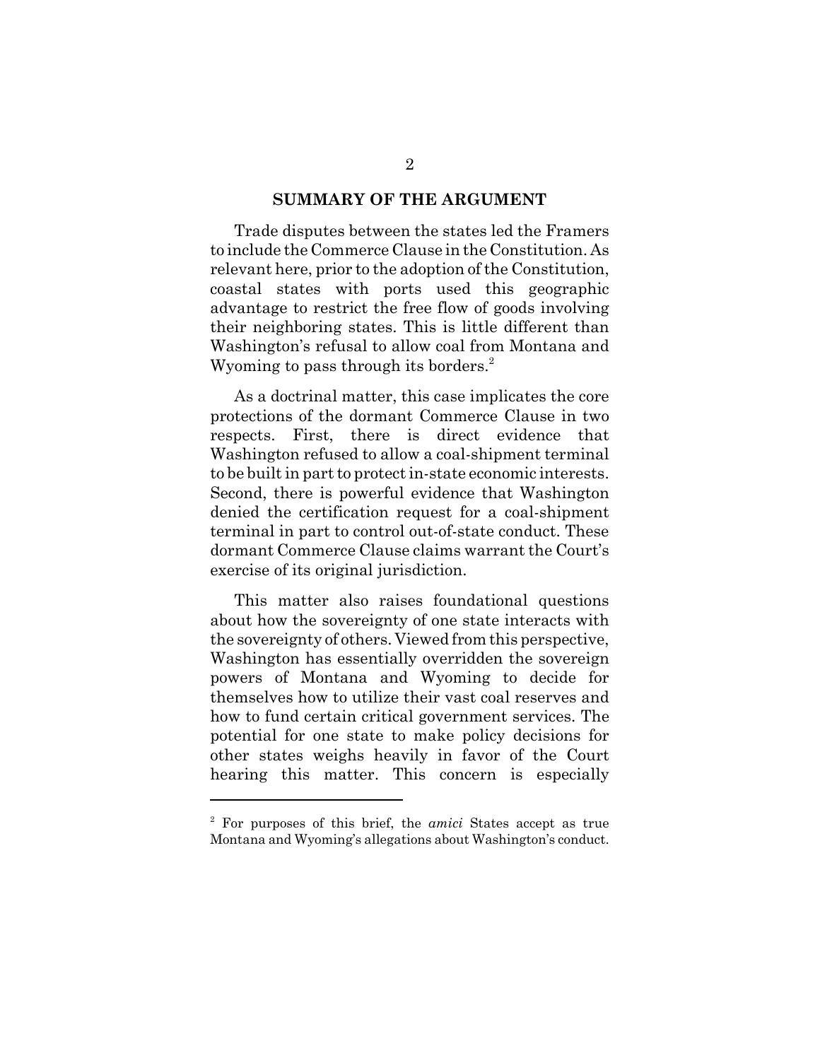## SUMMARY OF THE ARGUMENT

Trade disputes between the states led the Framers to include the Commerce Clause in the Constitution. As relevant here, prior to the adoption of the Constitution, coastal states with ports used this geographic advantage to restrict the free flow of goods involving their neighboring states. This is little different than Washington's refusal to allow coal from Montana and Wyoming to pass through its borders.[2]

As a doctrinal matter, this case implicates the core protections of the dormant Commerce Clause in two respects. First, there is direct evidence that Washington refused to allow a coal-shipment terminal to be built in part to protect in-state economic interests. Second, there is powerful evidence that Washington denied the certification request for a coal-shipment terminal in part to control out-of-state conduct. These dormant Commerce Clause claims warrant the Court's exercise of its original jurisdiction.

This matter also raises foundational questions about how the sovereignty of one state interacts with the sovereignty of others. Viewed from this perspective, Washington has essentially overridden the sovereign powers of Montana and Wyoming to decide for themselves how to utilize their vast coal reserves and how to fund certain critical government services. The potential for one state to make policy decisions for other states weighs heavily in favor of the Court hearing this matter. This concern is especially

---

[2] For purposes of this brief, the *amici* States accept as true Montana and Wyoming's allegations about Washington's conduct.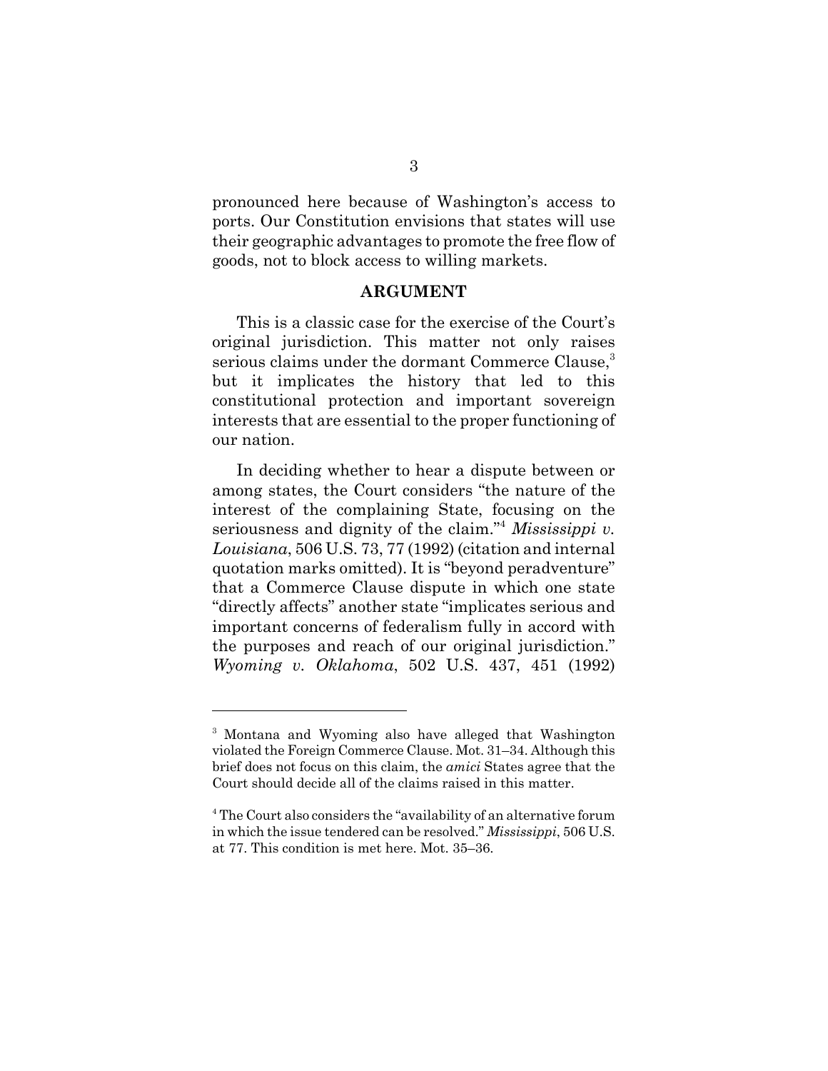pronounced here because of Washington's access to ports. Our Constitution envisions that states will use their geographic advantages to promote the free flow of goods, not to block access to willing markets.

## ARGUMENT

This is a classic case for the exercise of the Court's original jurisdiction. This matter not only raises serious claims under the dormant Commerce Clause,[3] but it implicates the history that led to this constitutional protection and important sovereign interests that are essential to the proper functioning of our nation.

In deciding whether to hear a dispute between or among states, the Court considers "the nature of the interest of the complaining State, focusing on the seriousness and dignity of the claim."[4] *Mississippi v. Louisiana*, 506 U.S. 73, 77 (1992) (citation and internal quotation marks omitted). It is "beyond peradventure" that a Commerce Clause dispute in which one state "directly affects" another state "implicates serious and important concerns of federalism fully in accord with the purposes and reach of our original jurisdiction." *Wyoming v. Oklahoma*, 502 U.S. 437, 451 (1992)

---

[3] Montana and Wyoming also have alleged that Washington violated the Foreign Commerce Clause. Mot. 31–34. Although this brief does not focus on this claim, the *amici* States agree that the Court should decide all of the claims raised in this matter.

[4] The Court also considers the "availability of an alternative forum in which the issue tendered can be resolved." *Mississippi*, 506 U.S. at 77. This condition is met here. Mot. 35–36.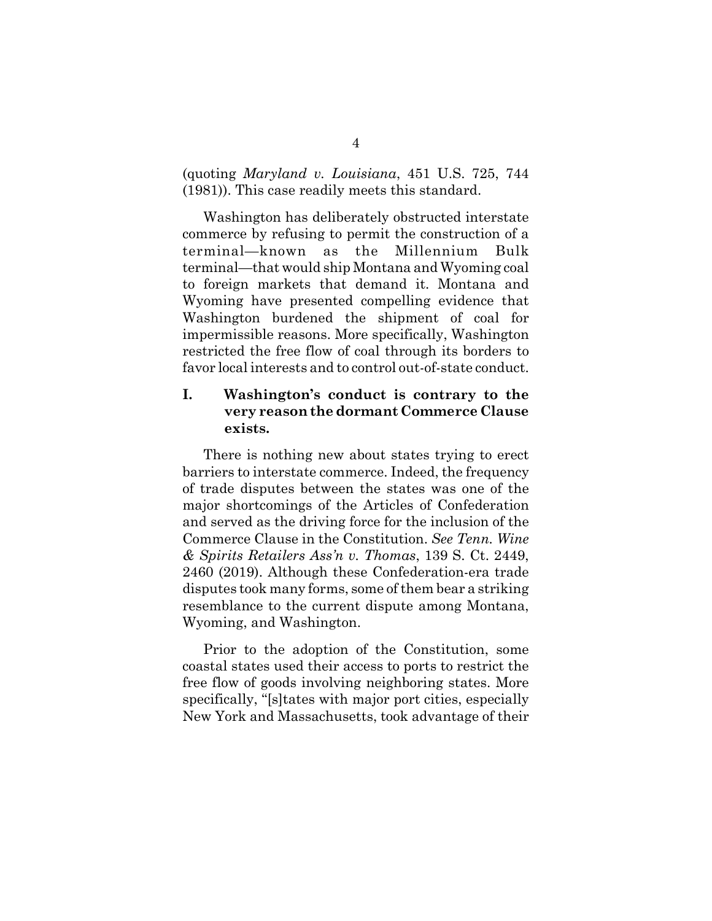(quoting *Maryland v. Louisiana*, 451 U.S. 725, 744 (1981)). This case readily meets this standard.

Washington has deliberately obstructed interstate commerce by refusing to permit the construction of a terminal—known as the Millennium Bulk terminal—that would ship Montana and Wyoming coal to foreign markets that demand it. Montana and Wyoming have presented compelling evidence that Washington burdened the shipment of coal for impermissible reasons. More specifically, Washington restricted the free flow of coal through its borders to favor local interests and to control out-of-state conduct.

## I. Washington's conduct is contrary to the very reason the dormant Commerce Clause exists.

There is nothing new about states trying to erect barriers to interstate commerce. Indeed, the frequency of trade disputes between the states was one of the major shortcomings of the Articles of Confederation and served as the driving force for the inclusion of the Commerce Clause in the Constitution. *See Tenn. Wine & Spirits Retailers Ass'n v. Thomas*, 139 S. Ct. 2449, 2460 (2019). Although these Confederation-era trade disputes took many forms, some of them bear a striking resemblance to the current dispute among Montana, Wyoming, and Washington.

Prior to the adoption of the Constitution, some coastal states used their access to ports to restrict the free flow of goods involving neighboring states. More specifically, "[s]tates with major port cities, especially New York and Massachusetts, took advantage of their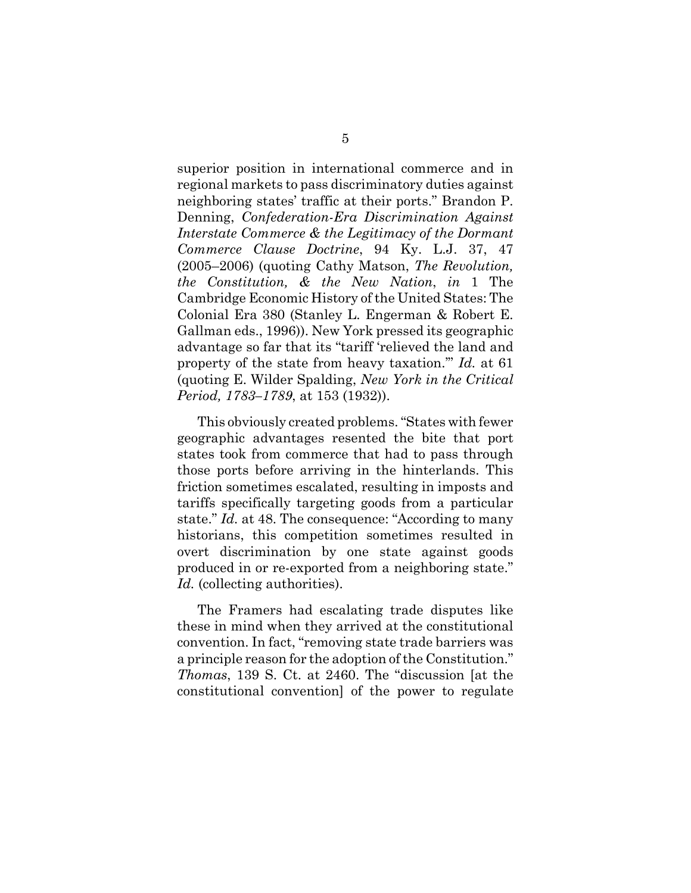superior position in international commerce and in regional markets to pass discriminatory duties against neighboring states' traffic at their ports." Brandon P. Denning, *Confederation-Era Discrimination Against Interstate Commerce & the Legitimacy of the Dormant Commerce Clause Doctrine*, 94 Ky. L.J. 37, 47 (2005–2006) (quoting Cathy Matson, *The Revolution, the Constitution, & the New Nation*, *in* 1 The Cambridge Economic History of the United States: The Colonial Era 380 (Stanley L. Engerman & Robert E. Gallman eds., 1996)). New York pressed its geographic advantage so far that its "tariff 'relieved the land and property of the state from heavy taxation.'" *Id.* at 61 (quoting E. Wilder Spalding, *New York in the Critical Period, 1783–1789*, at 153 (1932)).

This obviously created problems. "States with fewer geographic advantages resented the bite that port states took from commerce that had to pass through those ports before arriving in the hinterlands. This friction sometimes escalated, resulting in imposts and tariffs specifically targeting goods from a particular state." *Id.* at 48. The consequence: "According to many historians, this competition sometimes resulted in overt discrimination by one state against goods produced in or re-exported from a neighboring state." *Id.* (collecting authorities).

The Framers had escalating trade disputes like these in mind when they arrived at the constitutional convention. In fact, "removing state trade barriers was a principle reason for the adoption of the Constitution." *Thomas*, 139 S. Ct. at 2460. The "discussion [at the constitutional convention] of the power to regulate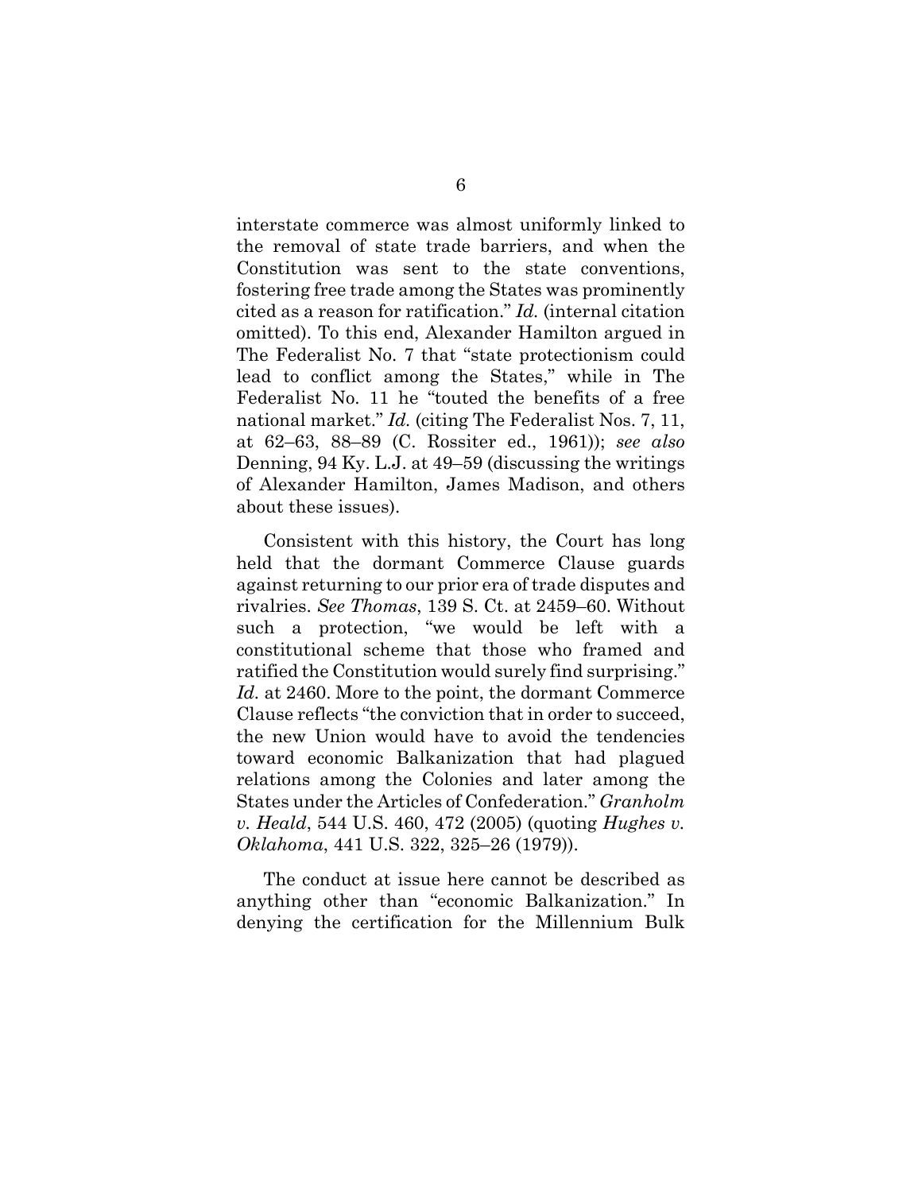interstate commerce was almost uniformly linked to the removal of state trade barriers, and when the Constitution was sent to the state conventions, fostering free trade among the States was prominently cited as a reason for ratification." *Id.* (internal citation omitted). To this end, Alexander Hamilton argued in The Federalist No. 7 that "state protectionism could lead to conflict among the States," while in The Federalist No. 11 he "touted the benefits of a free national market." *Id.* (citing The Federalist Nos. 7, 11, at 62–63, 88–89 (C. Rossiter ed., 1961)); *see also* Denning, 94 Ky. L.J. at 49–59 (discussing the writings of Alexander Hamilton, James Madison, and others about these issues).

Consistent with this history, the Court has long held that the dormant Commerce Clause guards against returning to our prior era of trade disputes and rivalries. *See Thomas*, 139 S. Ct. at 2459–60. Without such a protection, "we would be left with a constitutional scheme that those who framed and ratified the Constitution would surely find surprising." *Id.* at 2460. More to the point, the dormant Commerce Clause reflects "the conviction that in order to succeed, the new Union would have to avoid the tendencies toward economic Balkanization that had plagued relations among the Colonies and later among the States under the Articles of Confederation." *Granholm v. Heald*, 544 U.S. 460, 472 (2005) (quoting *Hughes v. Oklahoma*, 441 U.S. 322, 325–26 (1979)).

The conduct at issue here cannot be described as anything other than "economic Balkanization." In denying the certification for the Millennium Bulk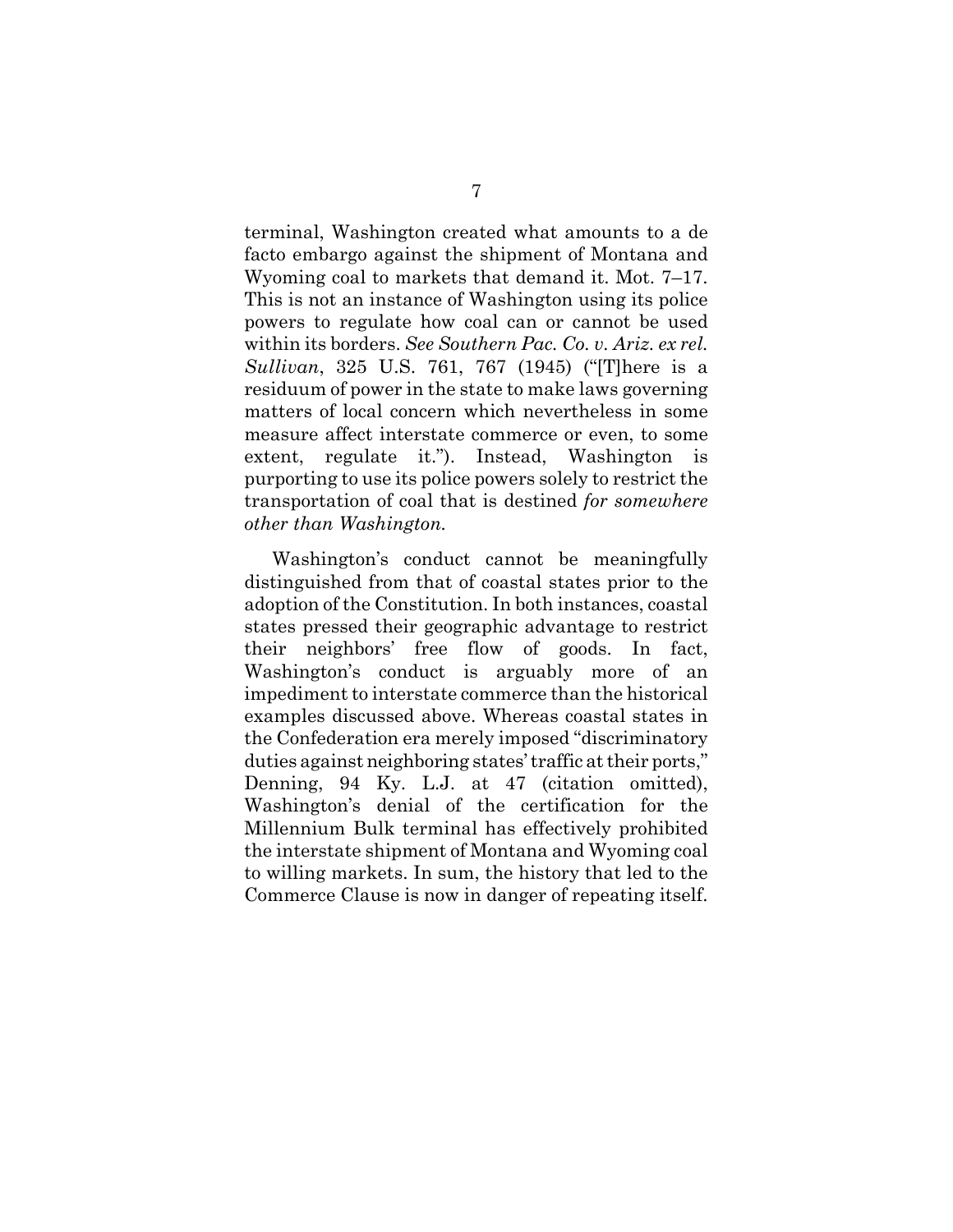terminal, Washington created what amounts to a de facto embargo against the shipment of Montana and Wyoming coal to markets that demand it. Mot. 7–17. This is not an instance of Washington using its police powers to regulate how coal can or cannot be used within its borders. *See Southern Pac. Co. v. Ariz. ex rel. Sullivan*, 325 U.S. 761, 767 (1945) ("[T]here is a residuum of power in the state to make laws governing matters of local concern which nevertheless in some measure affect interstate commerce or even, to some extent, regulate it."). Instead, Washington is purporting to use its police powers solely to restrict the transportation of coal that is destined *for somewhere other than Washington.*

Washington's conduct cannot be meaningfully distinguished from that of coastal states prior to the adoption of the Constitution. In both instances, coastal states pressed their geographic advantage to restrict their neighbors' free flow of goods. In fact, Washington's conduct is arguably more of an impediment to interstate commerce than the historical examples discussed above. Whereas coastal states in the Confederation era merely imposed "discriminatory duties against neighboring states' traffic at their ports," Denning, 94 Ky. L.J. at 47 (citation omitted), Washington's denial of the certification for the Millennium Bulk terminal has effectively prohibited the interstate shipment of Montana and Wyoming coal to willing markets. In sum, the history that led to the Commerce Clause is now in danger of repeating itself.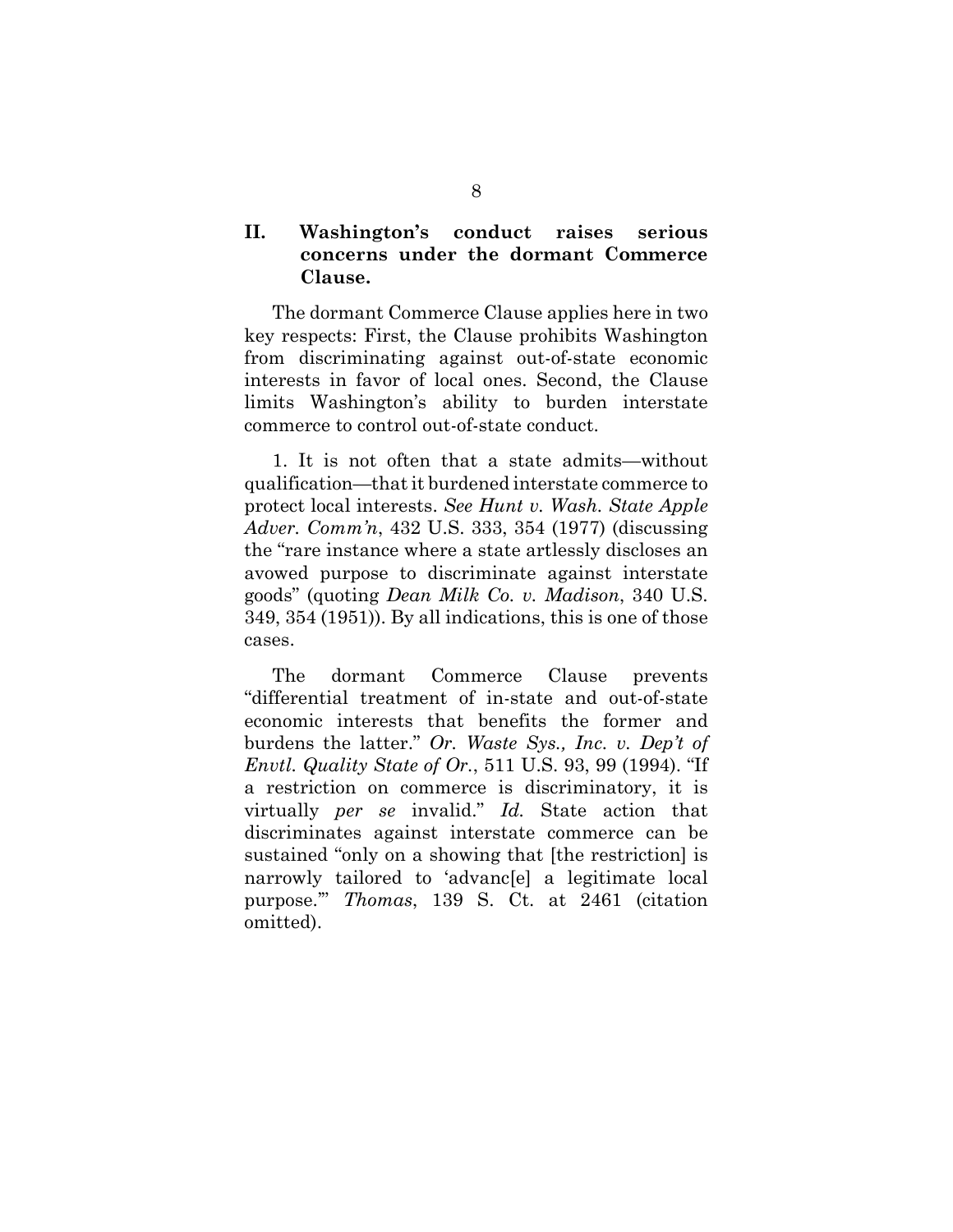## II. Washington's conduct raises serious concerns under the dormant Commerce Clause.

The dormant Commerce Clause applies here in two key respects: First, the Clause prohibits Washington from discriminating against out-of-state economic interests in favor of local ones. Second, the Clause limits Washington's ability to burden interstate commerce to control out-of-state conduct.

1. It is not often that a state admits—without qualification—that it burdened interstate commerce to protect local interests. *See Hunt v. Wash. State Apple Adver. Comm'n*, 432 U.S. 333, 354 (1977) (discussing the "rare instance where a state artlessly discloses an avowed purpose to discriminate against interstate goods" (quoting *Dean Milk Co. v. Madison*, 340 U.S. 349, 354 (1951)). By all indications, this is one of those cases.

The dormant Commerce Clause prevents "differential treatment of in-state and out-of-state economic interests that benefits the former and burdens the latter." *Or. Waste Sys., Inc. v. Dep't of Envtl. Quality State of Or.*, 511 U.S. 93, 99 (1994). "If a restriction on commerce is discriminatory, it is virtually *per se* invalid." *Id.* State action that discriminates against interstate commerce can be sustained "only on a showing that [the restriction] is narrowly tailored to 'advanc[e] a legitimate local purpose.'" *Thomas*, 139 S. Ct. at 2461 (citation omitted).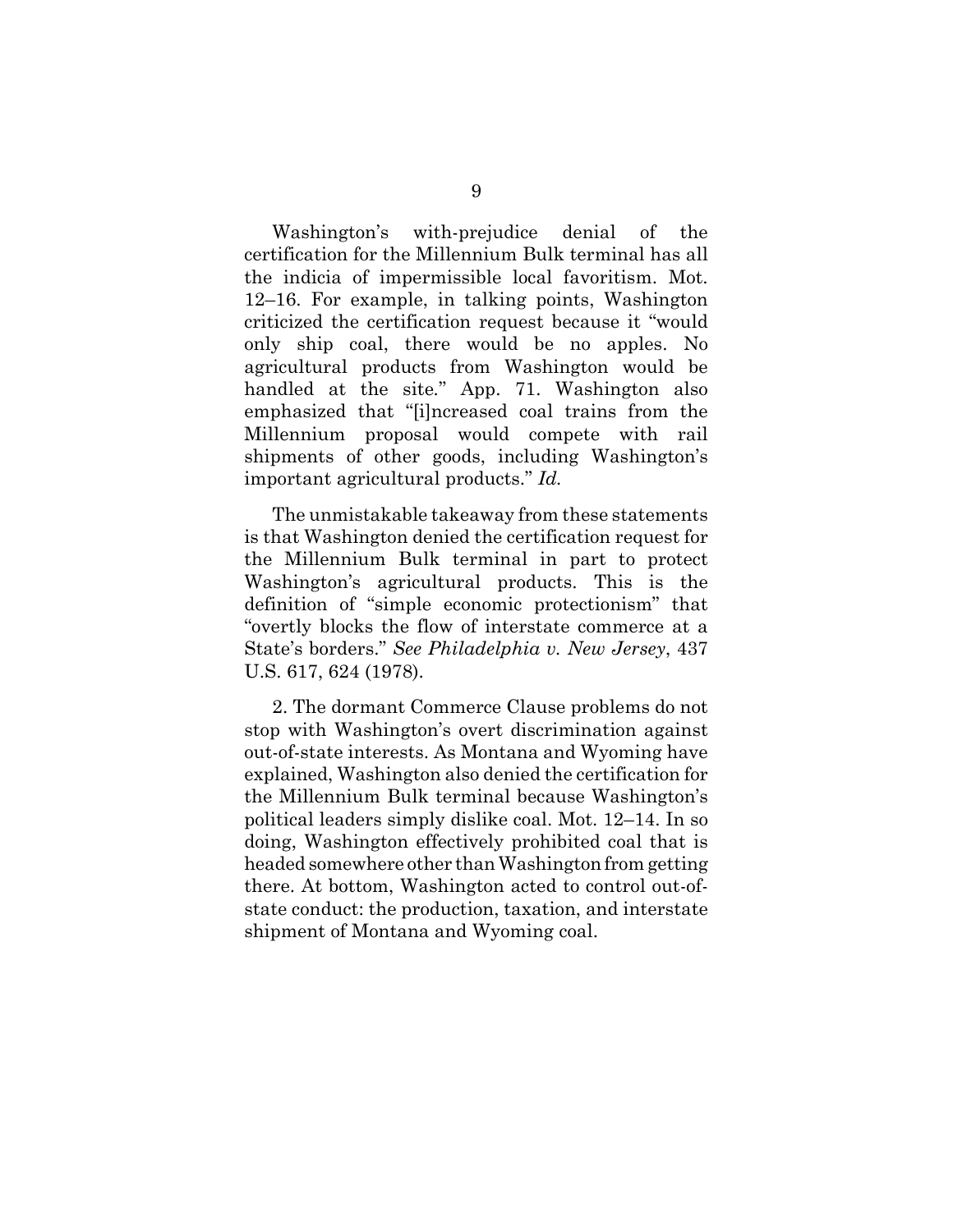Washington's with-prejudice denial of the certification for the Millennium Bulk terminal has all the indicia of impermissible local favoritism. Mot. 12–16. For example, in talking points, Washington criticized the certification request because it "would only ship coal, there would be no apples. No agricultural products from Washington would be handled at the site." App. 71. Washington also emphasized that "[i]ncreased coal trains from the Millennium proposal would compete with rail shipments of other goods, including Washington's important agricultural products." *Id.*

The unmistakable takeaway from these statements is that Washington denied the certification request for the Millennium Bulk terminal in part to protect Washington's agricultural products. This is the definition of "simple economic protectionism" that "overtly blocks the flow of interstate commerce at a State's borders." *See Philadelphia v. New Jersey*, 437 U.S. 617, 624 (1978).

2. The dormant Commerce Clause problems do not stop with Washington's overt discrimination against out-of-state interests. As Montana and Wyoming have explained, Washington also denied the certification for the Millennium Bulk terminal because Washington's political leaders simply dislike coal. Mot. 12–14. In so doing, Washington effectively prohibited coal that is headed somewhere other than Washington from getting there. At bottom, Washington acted to control out-of-state conduct: the production, taxation, and interstate shipment of Montana and Wyoming coal.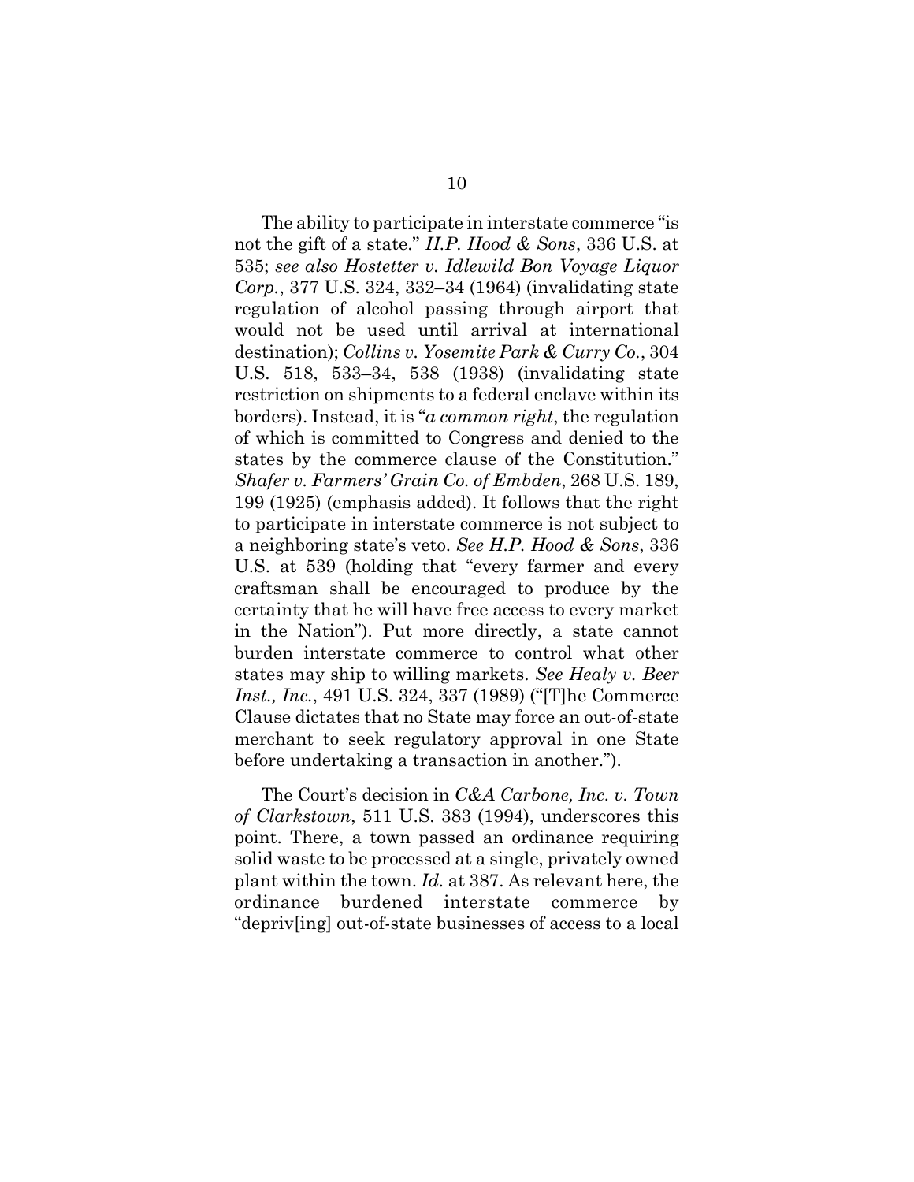The ability to participate in interstate commerce "is not the gift of a state." *H.P. Hood & Sons*, 336 U.S. at 535; *see also Hostetter v. Idlewild Bon Voyage Liquor Corp.*, 377 U.S. 324, 332–34 (1964) (invalidating state regulation of alcohol passing through airport that would not be used until arrival at international destination); *Collins v. Yosemite Park & Curry Co.*, 304 U.S. 518, 533–34, 538 (1938) (invalidating state restriction on shipments to a federal enclave within its borders). Instead, it is "*a common right*, the regulation of which is committed to Congress and denied to the states by the commerce clause of the Constitution." *Shafer v. Farmers' Grain Co. of Embden*, 268 U.S. 189, 199 (1925) (emphasis added). It follows that the right to participate in interstate commerce is not subject to a neighboring state's veto. *See H.P. Hood & Sons*, 336 U.S. at 539 (holding that "every farmer and every craftsman shall be encouraged to produce by the certainty that he will have free access to every market in the Nation"). Put more directly, a state cannot burden interstate commerce to control what other states may ship to willing markets. *See Healy v. Beer Inst., Inc.*, 491 U.S. 324, 337 (1989) ("[T]he Commerce Clause dictates that no State may force an out-of-state merchant to seek regulatory approval in one State before undertaking a transaction in another.").

The Court's decision in *C&A Carbone, Inc. v. Town of Clarkstown*, 511 U.S. 383 (1994), underscores this point. There, a town passed an ordinance requiring solid waste to be processed at a single, privately owned plant within the town. *Id.* at 387. As relevant here, the ordinance burdened interstate commerce by "depriv[ing] out-of-state businesses of access to a local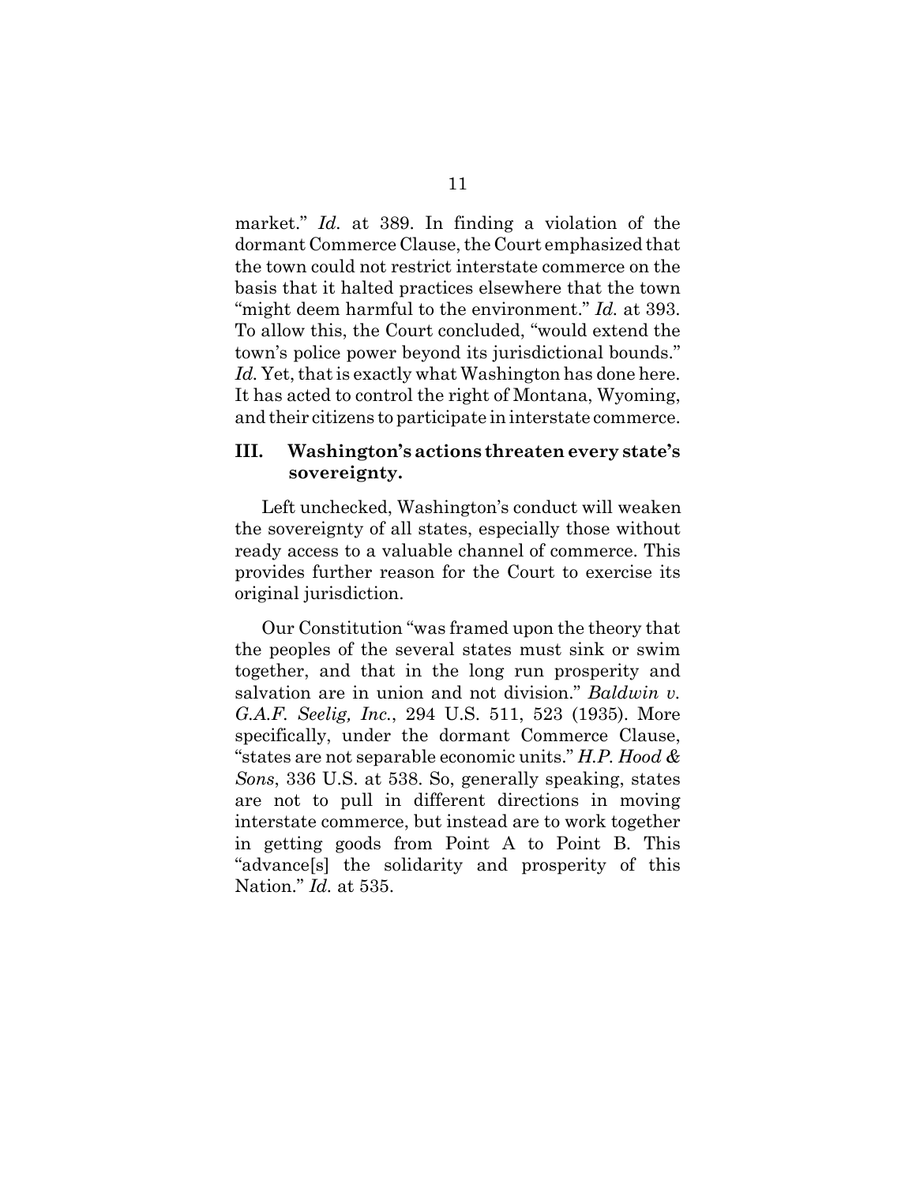market." *Id.* at 389. In finding a violation of the dormant Commerce Clause, the Court emphasized that the town could not restrict interstate commerce on the basis that it halted practices elsewhere that the town "might deem harmful to the environment." *Id.* at 393. To allow this, the Court concluded, "would extend the town's police power beyond its jurisdictional bounds." *Id.* Yet, that is exactly what Washington has done here. It has acted to control the right of Montana, Wyoming, and their citizens to participate in interstate commerce.

### III. Washington's actions threaten every state's sovereignty.

Left unchecked, Washington's conduct will weaken the sovereignty of all states, especially those without ready access to a valuable channel of commerce. This provides further reason for the Court to exercise its original jurisdiction.

Our Constitution "was framed upon the theory that the peoples of the several states must sink or swim together, and that in the long run prosperity and salvation are in union and not division." *Baldwin v. G.A.F. Seelig, Inc.*, 294 U.S. 511, 523 (1935). More specifically, under the dormant Commerce Clause, "states are not separable economic units." *H.P. Hood & Sons*, 336 U.S. at 538. So, generally speaking, states are not to pull in different directions in moving interstate commerce, but instead are to work together in getting goods from Point A to Point B. This "advance[s] the solidarity and prosperity of this Nation." *Id.* at 535.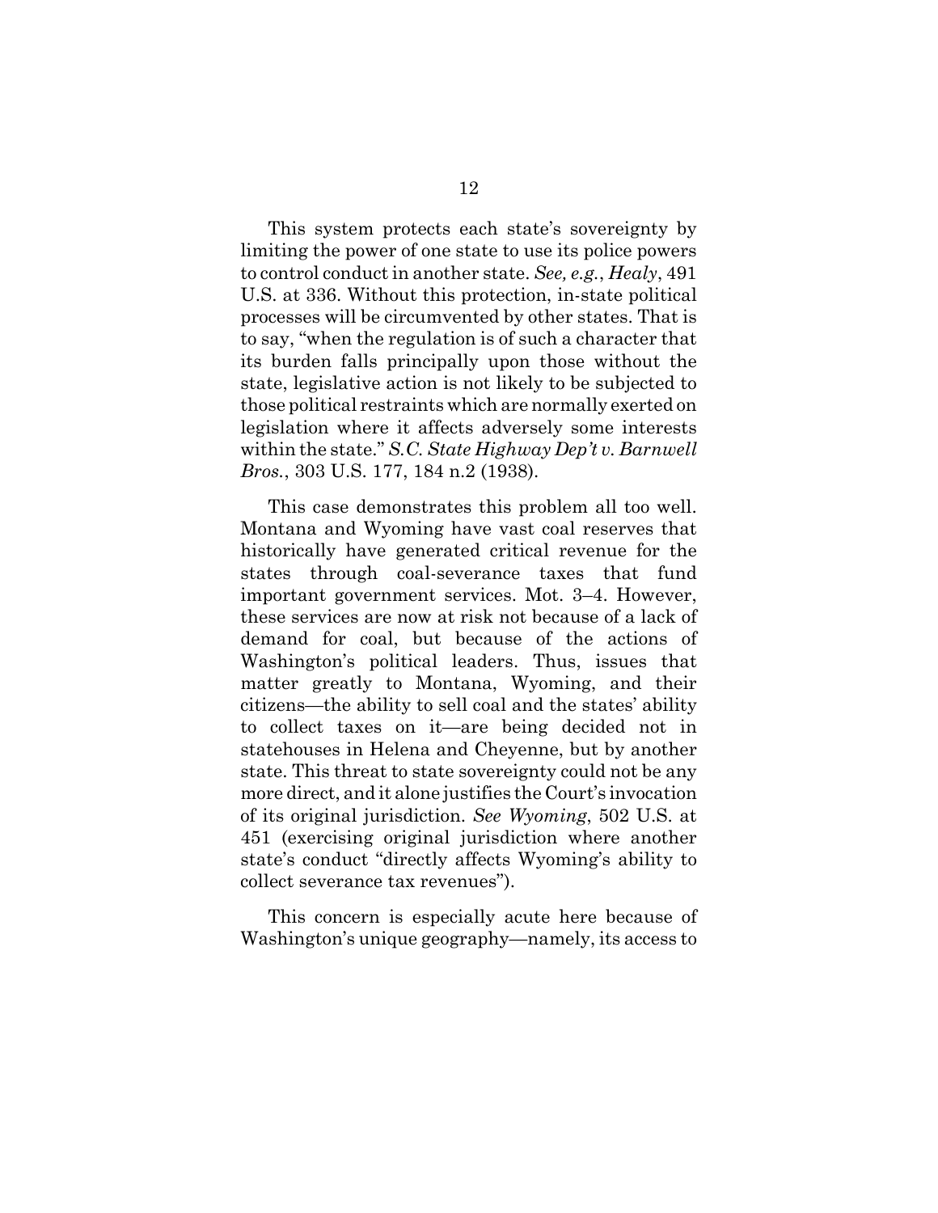This system protects each state's sovereignty by limiting the power of one state to use its police powers to control conduct in another state. *See, e.g.*, *Healy*, 491 U.S. at 336. Without this protection, in-state political processes will be circumvented by other states. That is to say, "when the regulation is of such a character that its burden falls principally upon those without the state, legislative action is not likely to be subjected to those political restraints which are normally exerted on legislation where it affects adversely some interests within the state." *S.C. State Highway Dep't v. Barnwell Bros.*, 303 U.S. 177, 184 n.2 (1938).

This case demonstrates this problem all too well. Montana and Wyoming have vast coal reserves that historically have generated critical revenue for the states through coal-severance taxes that fund important government services. Mot. 3–4. However, these services are now at risk not because of a lack of demand for coal, but because of the actions of Washington's political leaders. Thus, issues that matter greatly to Montana, Wyoming, and their citizens—the ability to sell coal and the states' ability to collect taxes on it—are being decided not in statehouses in Helena and Cheyenne, but by another state. This threat to state sovereignty could not be any more direct, and it alone justifies the Court's invocation of its original jurisdiction. *See Wyoming*, 502 U.S. at 451 (exercising original jurisdiction where another state's conduct "directly affects Wyoming's ability to collect severance tax revenues").

This concern is especially acute here because of Washington's unique geography—namely, its access to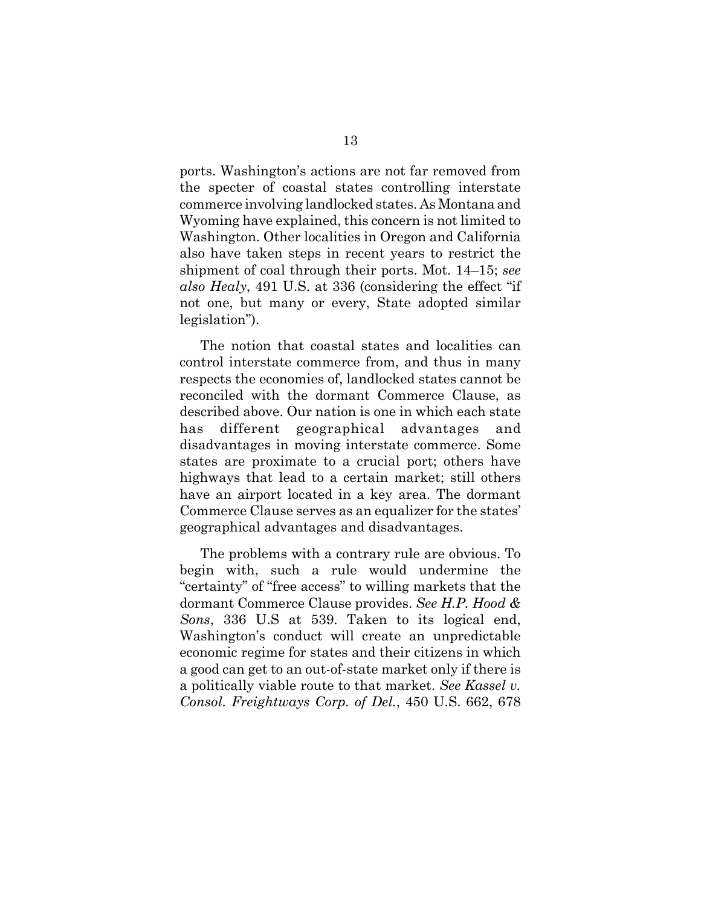ports. Washington's actions are not far removed from the specter of coastal states controlling interstate commerce involving landlocked states. As Montana and Wyoming have explained, this concern is not limited to Washington. Other localities in Oregon and California also have taken steps in recent years to restrict the shipment of coal through their ports. Mot. 14–15; *see also Healy*, 491 U.S. at 336 (considering the effect "if not one, but many or every, State adopted similar legislation").

The notion that coastal states and localities can control interstate commerce from, and thus in many respects the economies of, landlocked states cannot be reconciled with the dormant Commerce Clause, as described above. Our nation is one in which each state has different geographical advantages and disadvantages in moving interstate commerce. Some states are proximate to a crucial port; others have highways that lead to a certain market; still others have an airport located in a key area. The dormant Commerce Clause serves as an equalizer for the states' geographical advantages and disadvantages.

The problems with a contrary rule are obvious. To begin with, such a rule would undermine the "certainty" of "free access" to willing markets that the dormant Commerce Clause provides. *See H.P. Hood & Sons*, 336 U.S at 539. Taken to its logical end, Washington's conduct will create an unpredictable economic regime for states and their citizens in which a good can get to an out-of-state market only if there is a politically viable route to that market. *See Kassel v. Consol. Freightways Corp. of Del.*, 450 U.S. 662, 678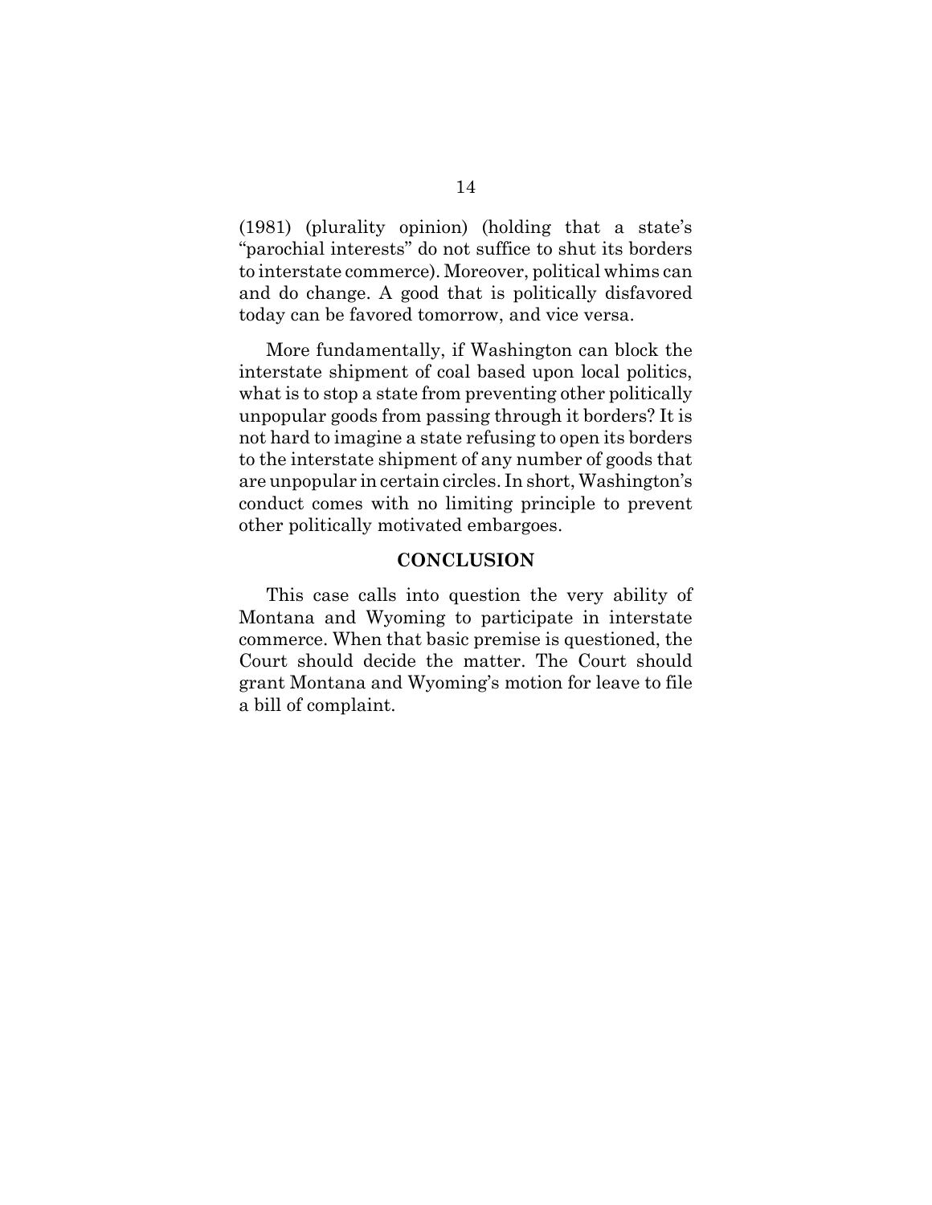(1981) (plurality opinion) (holding that a state's "parochial interests" do not suffice to shut its borders to interstate commerce). Moreover, political whims can and do change. A good that is politically disfavored today can be favored tomorrow, and vice versa.

More fundamentally, if Washington can block the interstate shipment of coal based upon local politics, what is to stop a state from preventing other politically unpopular goods from passing through it borders? It is not hard to imagine a state refusing to open its borders to the interstate shipment of any number of goods that are unpopular in certain circles. In short, Washington's conduct comes with no limiting principle to prevent other politically motivated embargoes.

## CONCLUSION

This case calls into question the very ability of Montana and Wyoming to participate in interstate commerce. When that basic premise is questioned, the Court should decide the matter. The Court should grant Montana and Wyoming's motion for leave to file a bill of complaint.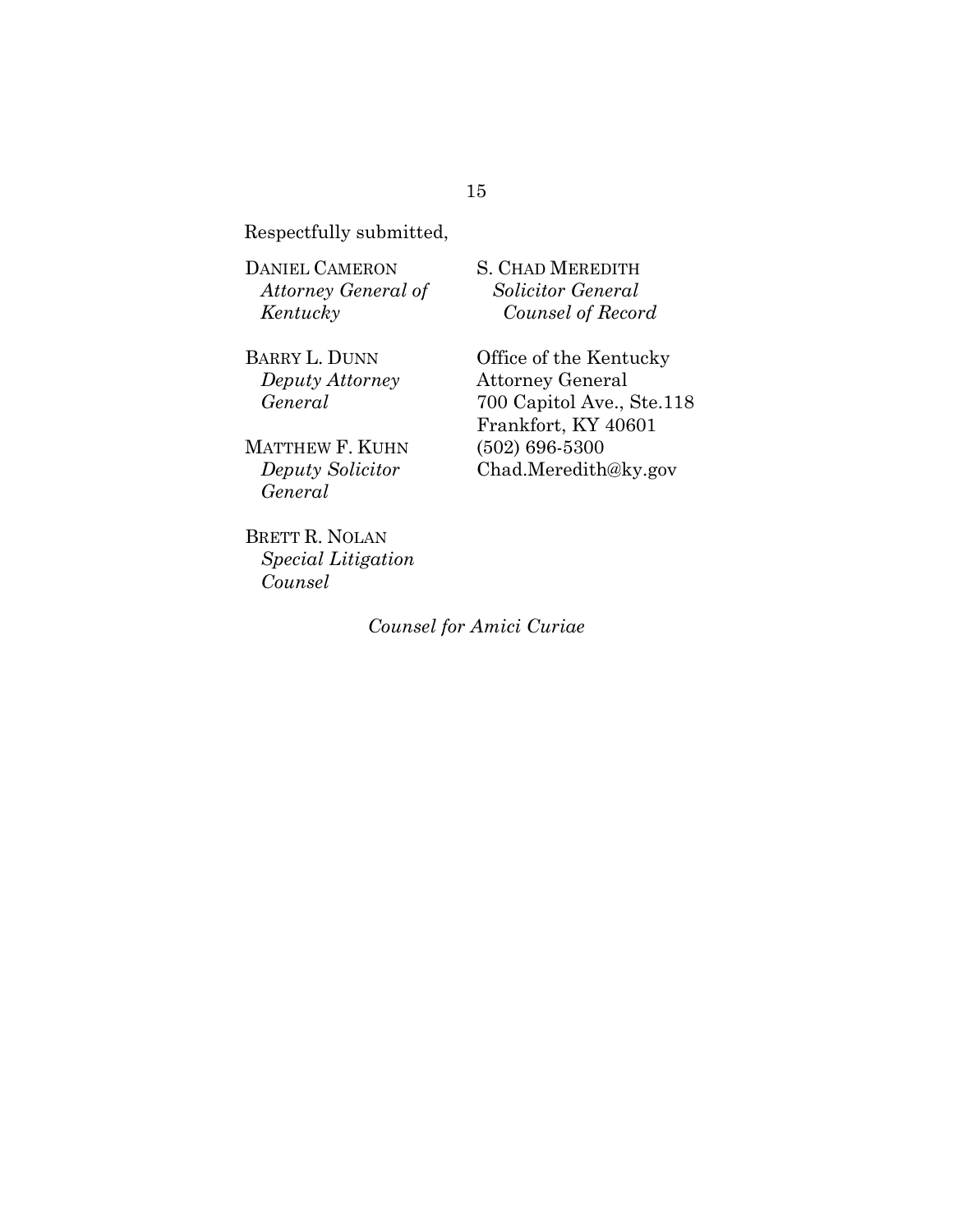Respectfully submitted,

DANIEL CAMERON
*Attorney General of Kentucky*

BARRY L. DUNN
*Deputy Attorney General*

MATTHEW F. KUHN
*Deputy Solicitor General*

BRETT R. NOLAN
*Special Litigation Counsel*

S. CHAD MEREDITH
*Solicitor General*
*Counsel of Record*

Office of the Kentucky Attorney General
700 Capitol Ave., Ste.118
Frankfort, KY 40601
(502) 696-5300
Chad.Meredith@ky.gov

*Counsel for Amici Curiae*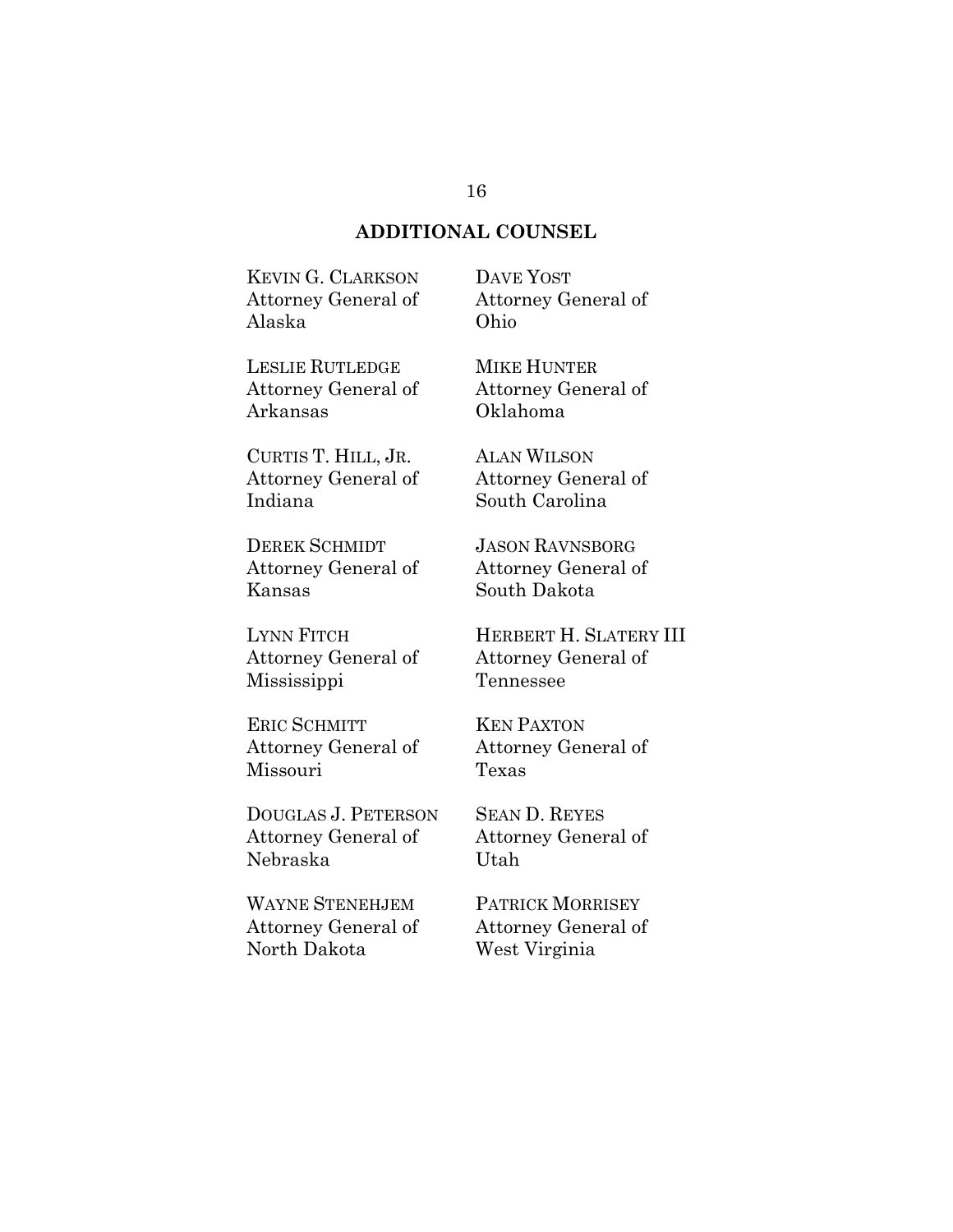**ADDITIONAL COUNSEL**

KEVIN G. CLARKSON
Attorney General of
Alaska

LESLIE RUTLEDGE
Attorney General of
Arkansas

CURTIS T. HILL, JR.
Attorney General of
Indiana

DEREK SCHMIDT
Attorney General of
Kansas

LYNN FITCH
Attorney General of
Mississippi

ERIC SCHMITT
Attorney General of
Missouri

DOUGLAS J. PETERSON
Attorney General of
Nebraska

WAYNE STENEHJEM
Attorney General of
North Dakota

DAVE YOST
Attorney General of
Ohio

MIKE HUNTER
Attorney General of
Oklahoma

ALAN WILSON
Attorney General of
South Carolina

JASON RAVNSBORG
Attorney General of
South Dakota

HERBERT H. SLATERY III
Attorney General of
Tennessee

KEN PAXTON
Attorney General of
Texas

SEAN D. REYES
Attorney General of
Utah

PATRICK MORRISEY
Attorney General of
West Virginia